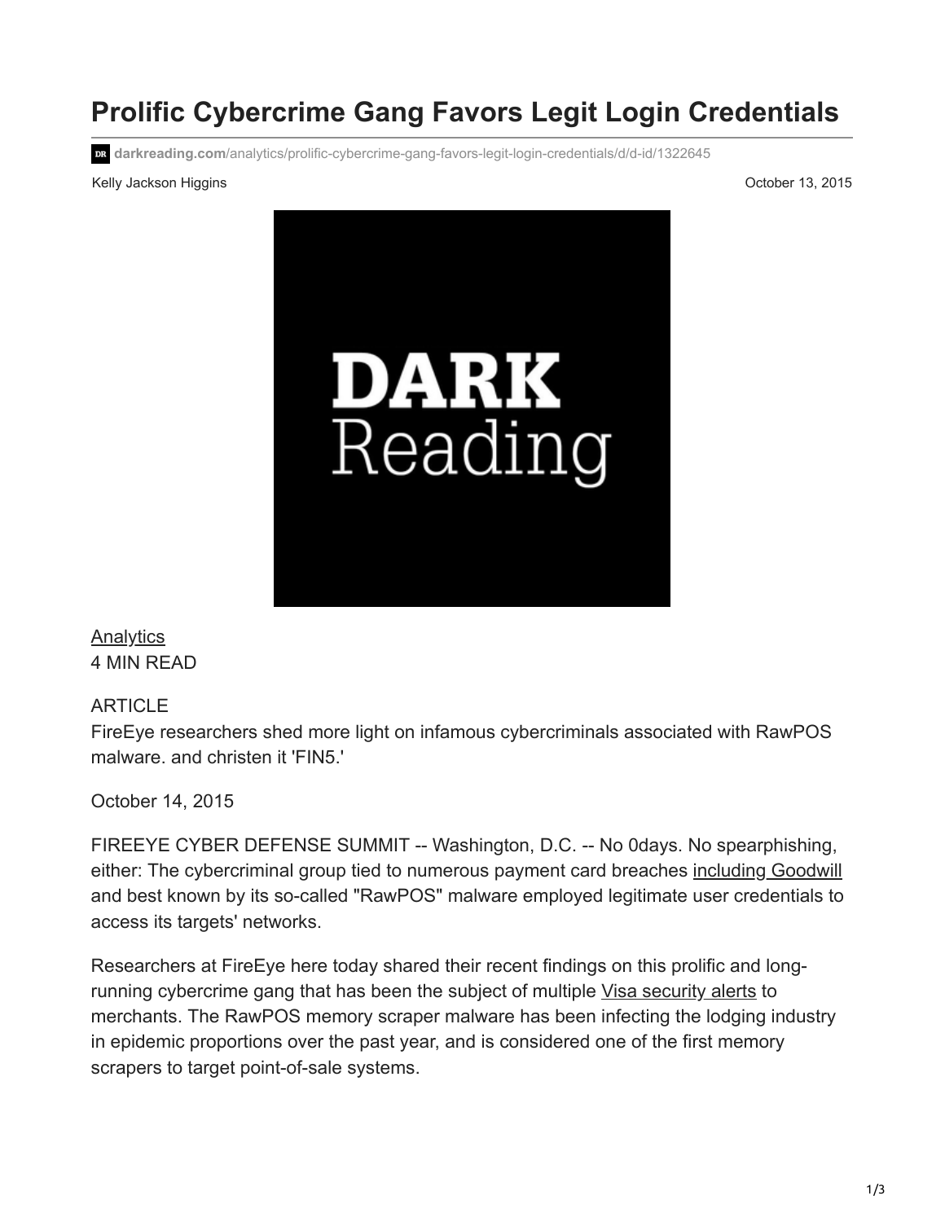# Prolific Cybercrime Gang Favors Legit Login Credentials

darkreading.com/analytics/prolific-cybercrime-gang-favors-legit-login-credentials/d/d-id/1322645

Kelly Jackson Higgins

October 13, 2015

Analytics

4 MIN READ

ARTICLE

FireEye researchers shed more light on infamous cybercriminals associated with RawPOS malware. and christen it 'FIN5.'

October 14, 2015

FIREEYE CYBER DEFENSE SUMMIT -- Washington, D.C. -- No 0days. No spearphishing, either: The cybercriminal group tied to numerous payment card breaches including Goodwill and best known by its so-called "RawPOS" malware employed legitimate user credentials to access its targets' networks.

Researchers at FireEye here today shared their recent findings on this prolific and long-running cybercrime gang that has been the subject of multiple Visa security alerts to merchants. The RawPOS memory scraper malware has been infecting the lodging industry in epidemic proportions over the past year, and is considered one of the first memory scrapers to target point-of-sale systems.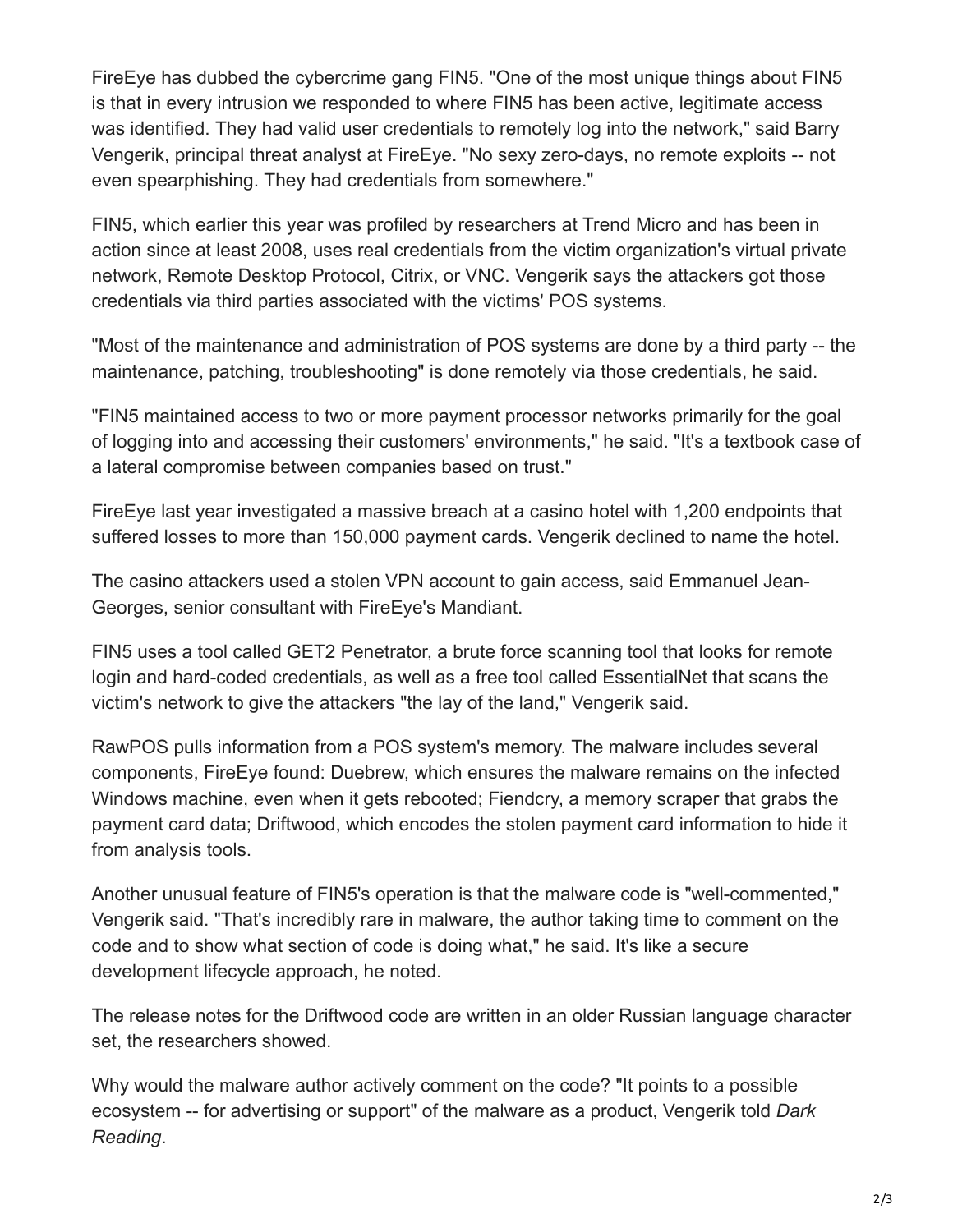FireEye has dubbed the cybercrime gang FIN5. "One of the most unique things about FIN5 is that in every intrusion we responded to where FIN5 has been active, legitimate access was identified. They had valid user credentials to remotely log into the network," said Barry Vengerik, principal threat analyst at FireEye. "No sexy zero-days, no remote exploits -- not even spearphishing. They had credentials from somewhere."

FIN5, which earlier this year was profiled by researchers at Trend Micro and has been in action since at least 2008, uses real credentials from the victim organization's virtual private network, Remote Desktop Protocol, Citrix, or VNC. Vengerik says the attackers got those credentials via third parties associated with the victims' POS systems.

"Most of the maintenance and administration of POS systems are done by a third party -- the maintenance, patching, troubleshooting" is done remotely via those credentials, he said.

"FIN5 maintained access to two or more payment processor networks primarily for the goal of logging into and accessing their customers' environments," he said. "It's a textbook case of a lateral compromise between companies based on trust."

FireEye last year investigated a massive breach at a casino hotel with 1,200 endpoints that suffered losses to more than 150,000 payment cards. Vengerik declined to name the hotel.

The casino attackers used a stolen VPN account to gain access, said Emmanuel Jean-Georges, senior consultant with FireEye's Mandiant.

FIN5 uses a tool called GET2 Penetrator, a brute force scanning tool that looks for remote login and hard-coded credentials, as well as a free tool called EssentialNet that scans the victim's network to give the attackers "the lay of the land," Vengerik said.

RawPOS pulls information from a POS system's memory. The malware includes several components, FireEye found: Duebrew, which ensures the malware remains on the infected Windows machine, even when it gets rebooted; Fiendcry, a memory scraper that grabs the payment card data; Driftwood, which encodes the stolen payment card information to hide it from analysis tools.

Another unusual feature of FIN5's operation is that the malware code is "well-commented," Vengerik said. "That's incredibly rare in malware, the author taking time to comment on the code and to show what section of code is doing what," he said. It's like a secure development lifecycle approach, he noted.

The release notes for the Driftwood code are written in an older Russian language character set, the researchers showed.

Why would the malware author actively comment on the code? "It points to a possible ecosystem -- for advertising or support" of the malware as a product, Vengerik told *Dark Reading*.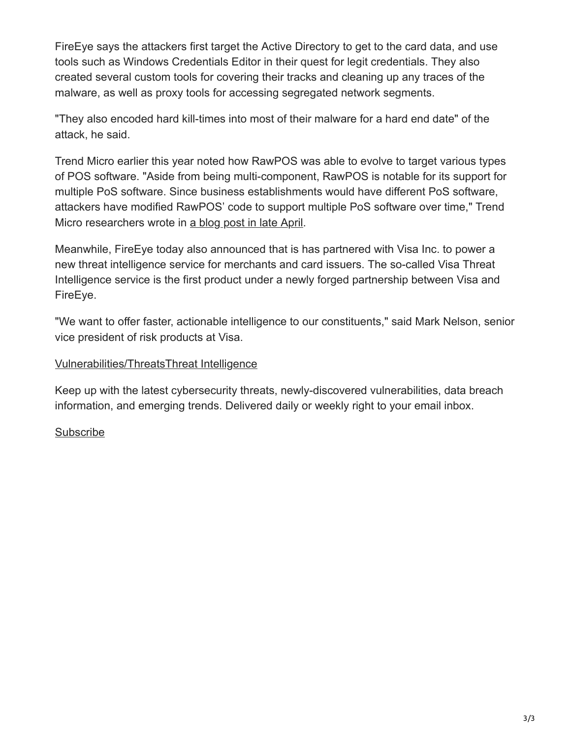FireEye says the attackers first target the Active Directory to get to the card data, and use tools such as Windows Credentials Editor in their quest for legit credentials. They also created several custom tools for covering their tracks and cleaning up any traces of the malware, as well as proxy tools for accessing segregated network segments.

"They also encoded hard kill-times into most of their malware for a hard end date" of the attack, he said.

Trend Micro earlier this year noted how RawPOS was able to evolve to target various types of POS software. "Aside from being multi-component, RawPOS is notable for its support for multiple PoS software. Since business establishments would have different PoS software, attackers have modified RawPOS' code to support multiple PoS software over time," Trend Micro researchers wrote in a blog post in late April.

Meanwhile, FireEye today also announced that is has partnered with Visa Inc. to power a new threat intelligence service for merchants and card issuers. The so-called Visa Threat Intelligence service is the first product under a newly forged partnership between Visa and FireEye.

"We want to offer faster, actionable intelligence to our constituents," said Mark Nelson, senior vice president of risk products at Visa.

Vulnerabilities/ThreatsThreat Intelligence

Keep up with the latest cybersecurity threats, newly-discovered vulnerabilities, data breach information, and emerging trends. Delivered daily or weekly right to your email inbox.

Subscribe